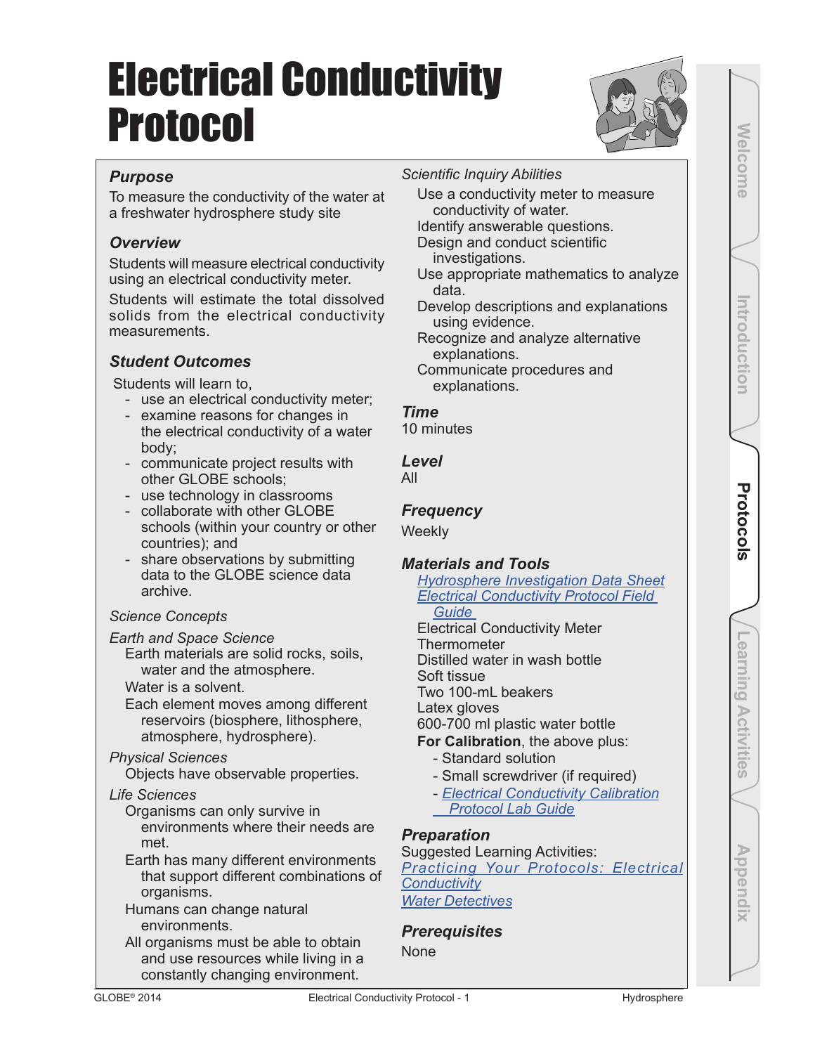# Electrical Conductivity Protocol

### *Purpose*

To measure the conductivity of the water at a freshwater hydrosphere study site

### *Overview*

Students will measure electrical conductivity using an electrical conductivity meter.

Students will estimate the total dissolved solids from the electrical conductivity measurements.

### *Student Outcomes*

Students will learn to,

- use an electrical conductivity meter;
- examine reasons for changes in the electrical conductivity of a water body;
- communicate project results with other GLOBE schools;
- use technology in classrooms
- collaborate with other GLOBE schools (within your country or other countries); and
- share observations by submitting data to the GLOBE science data archive.

*Science Concepts*

*Earth and Space Science*

Earth materials are solid rocks, soils, water and the atmosphere.

Water is a solvent.

Each element moves among different reservoirs (biosphere, lithosphere, atmosphere, hydrosphere).

*Physical Sciences*

Objects have observable properties.

*Life Sciences*

Organisms can only survive in environments where their needs are met.

Earth has many different environments that support different combinations of organisms.

Humans can change natural environments.

All organisms must be able to obtain and use resources while living in a constantly changing environment.

*Scientific Inquiry Abilities*

Use a conductivity meter to measure conductivity of water.

Identify answerable questions.

Design and conduct scientific investigations.

Use appropriate mathematics to analyze data.

Develop descriptions and explanations using evidence.

Recognize and analyze alternative explanations.

Communicate procedures and explanations.

### *Time*

10 minutes

### *Level*

All

### *Frequency*

Weekly

### *Materials and Tools*

Hydrosphere Investigation Data Sheet
Electrical Conductivity Protocol Field Guide
Electrical Conductivity Meter
Thermometer
Distilled water in wash bottle
Soft tissue
Two 100-mL beakers
Latex gloves
600-700 ml plastic water bottle
**For Calibration**, the above plus:

- Standard solution
- Small screwdriver (if required)
- Electrical Conductivity Calibration Protocol Lab Guide

### *Preparation*

Suggested Learning Activities:
Practicing Your Protocols: Electrical Conductivity
Water Detectives

### *Prerequisites*

None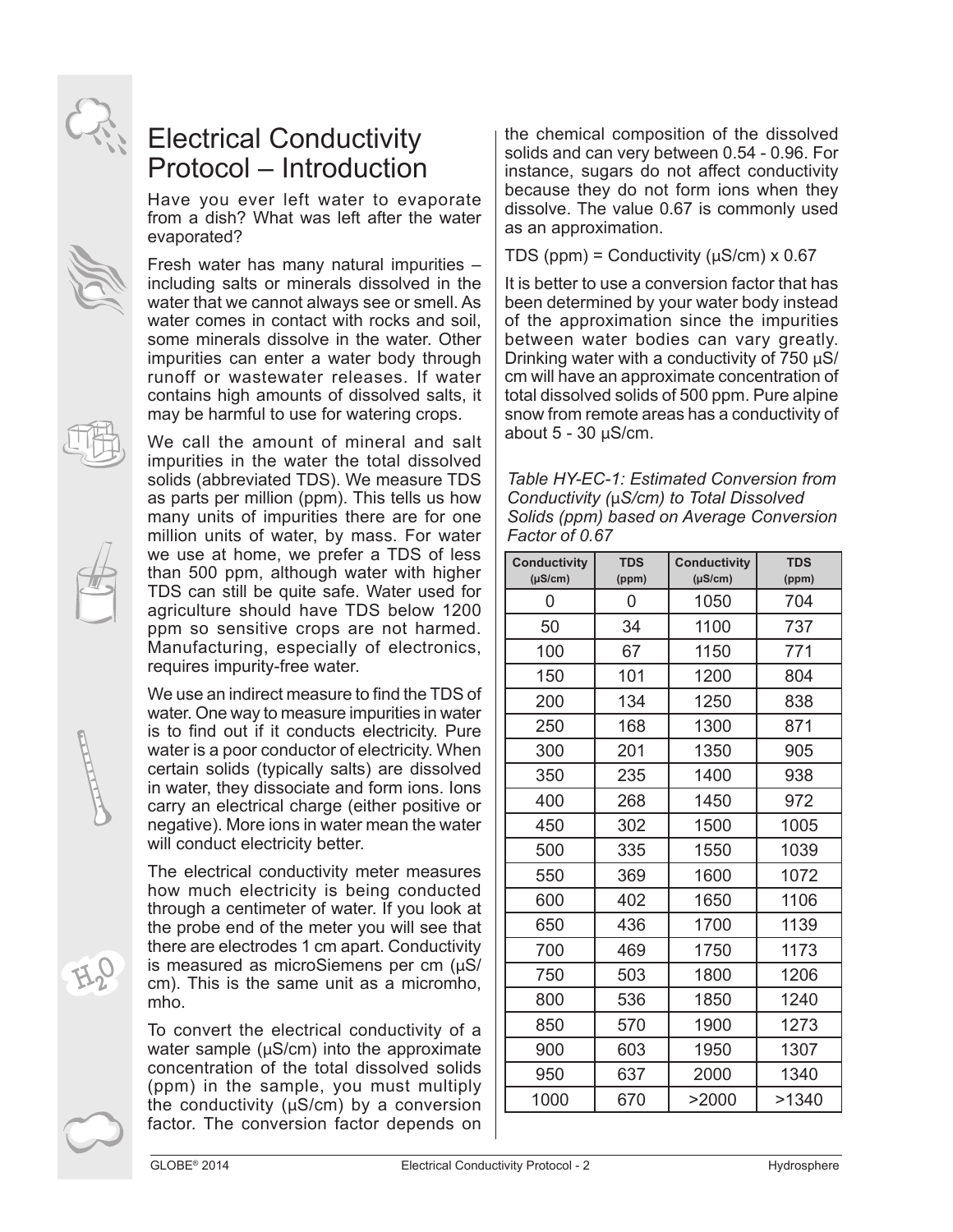# Electrical Conductivity Protocol – Introduction

Have you ever left water to evaporate from a dish? What was left after the water evaporated?

Fresh water has many natural impurities – including salts or minerals dissolved in the water that we cannot always see or smell. As water comes in contact with rocks and soil, some minerals dissolve in the water. Other impurities can enter a water body through runoff or wastewater releases. If water contains high amounts of dissolved salts, it may be harmful to use for watering crops.

We call the amount of mineral and salt impurities in the water the total dissolved solids (abbreviated TDS). We measure TDS as parts per million (ppm). This tells us how many units of impurities there are for one million units of water, by mass. For water we use at home, we prefer a TDS of less than 500 ppm, although water with higher TDS can still be quite safe. Water used for agriculture should have TDS below 1200 ppm so sensitive crops are not harmed. Manufacturing, especially of electronics, requires impurity-free water.

We use an indirect measure to find the TDS of water. One way to measure impurities in water is to find out if it conducts electricity. Pure water is a poor conductor of electricity. When certain solids (typically salts) are dissolved in water, they dissociate and form ions. Ions carry an electrical charge (either positive or negative). More ions in water mean the water will conduct electricity better.

The electrical conductivity meter measures how much electricity is being conducted through a centimeter of water. If you look at the probe end of the meter you will see that there are electrodes 1 cm apart. Conductivity is measured as microSiemens per cm (µS/cm). This is the same unit as a micromho, mho.

To convert the electrical conductivity of a water sample (µS/cm) into the approximate concentration of the total dissolved solids (ppm) in the sample, you must multiply the conductivity (µS/cm) by a conversion factor. The conversion factor depends on the chemical composition of the dissolved solids and can very between 0.54 - 0.96. For instance, sugars do not affect conductivity because they do not form ions when they dissolve. The value 0.67 is commonly used as an approximation.

TDS (ppm) = Conductivity (µS/cm) x 0.67

It is better to use a conversion factor that has been determined by your water body instead of the approximation since the impurities between water bodies can vary greatly. Drinking water with a conductivity of 750 µS/cm will have an approximate concentration of total dissolved solids of 500 ppm. Pure alpine snow from remote areas has a conductivity of about 5 - 30 µS/cm.

*Table HY-EC-1: Estimated Conversion from Conductivity (µS/cm) to Total Dissolved Solids (ppm) based on Average Conversion Factor of 0.67*

| Conductivity (µS/cm) | TDS (ppm) | Conductivity (µS/cm) | TDS (ppm) |
|---|---|---|---|
| 0 | 0 | 1050 | 704 |
| 50 | 34 | 1100 | 737 |
| 100 | 67 | 1150 | 771 |
| 150 | 101 | 1200 | 804 |
| 200 | 134 | 1250 | 838 |
| 250 | 168 | 1300 | 871 |
| 300 | 201 | 1350 | 905 |
| 350 | 235 | 1400 | 938 |
| 400 | 268 | 1450 | 972 |
| 450 | 302 | 1500 | 1005 |
| 500 | 335 | 1550 | 1039 |
| 550 | 369 | 1600 | 1072 |
| 600 | 402 | 1650 | 1106 |
| 650 | 436 | 1700 | 1139 |
| 700 | 469 | 1750 | 1173 |
| 750 | 503 | 1800 | 1206 |
| 800 | 536 | 1850 | 1240 |
| 850 | 570 | 1900 | 1273 |
| 900 | 603 | 1950 | 1307 |
| 950 | 637 | 2000 | 1340 |
| 1000 | 670 | >2000 | >1340 |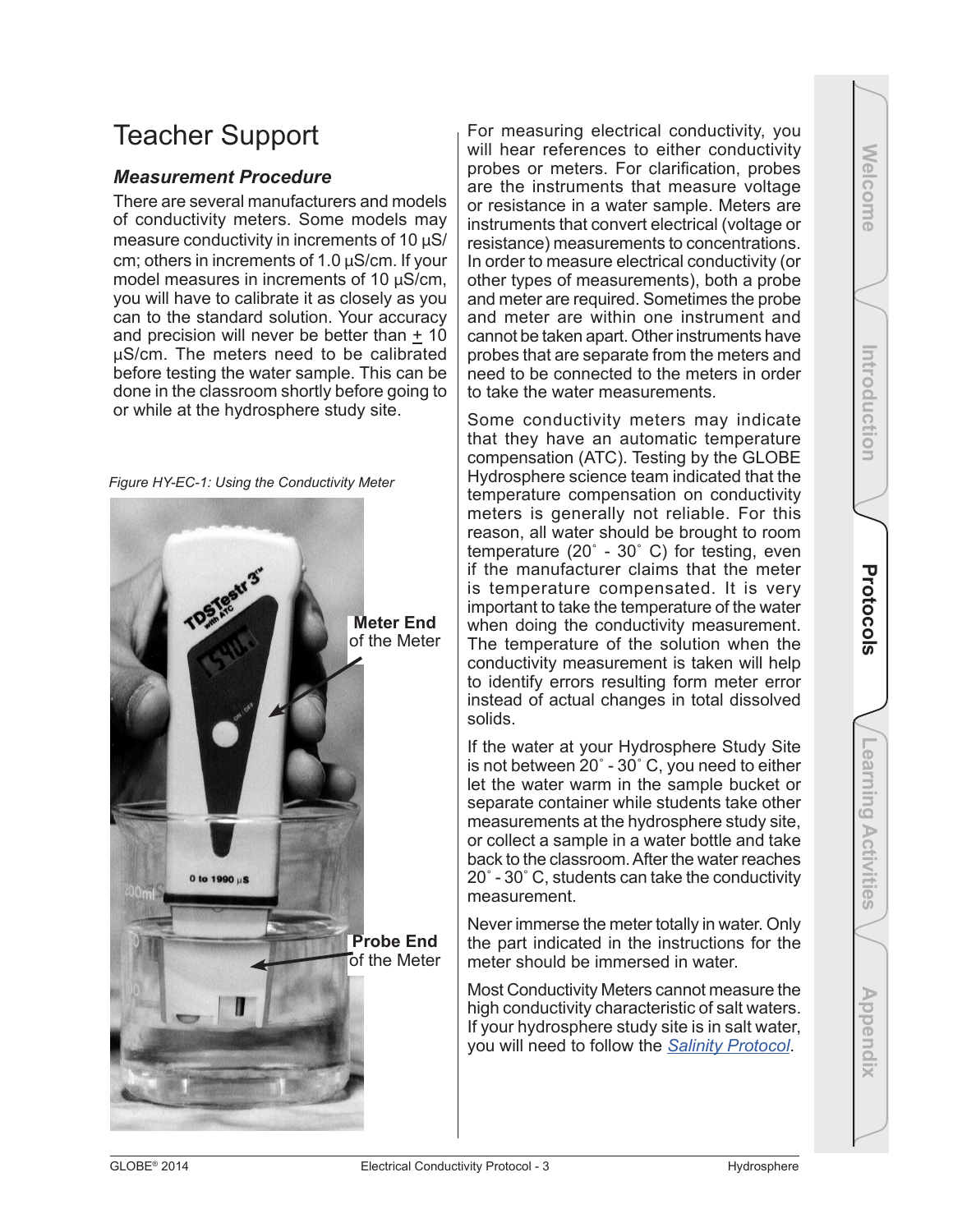# Teacher Support

### *Measurement Procedure*

There are several manufacturers and models of conductivity meters. Some models may measure conductivity in increments of 10 µS/cm; others in increments of 1.0 µS/cm. If your model measures in increments of 10 µS/cm, you will have to calibrate it as closely as you can to the standard solution. Your accuracy and precision will never be better than ± 10 µS/cm. The meters need to be calibrated before testing the water sample. This can be done in the classroom shortly before going to or while at the hydrosphere study site.

*Figure HY-EC-1: Using the Conductivity Meter*

For measuring electrical conductivity, you will hear references to either conductivity probes or meters. For clarification, probes are the instruments that measure voltage or resistance in a water sample. Meters are instruments that convert electrical (voltage or resistance) measurements to concentrations. In order to measure electrical conductivity (or other types of measurements), both a probe and meter are required. Sometimes the probe and meter are within one instrument and cannot be taken apart. Other instruments have probes that are separate from the meters and need to be connected to the meters in order to take the water measurements.

Some conductivity meters may indicate that they have an automatic temperature compensation (ATC). Testing by the GLOBE Hydrosphere science team indicated that the temperature compensation on conductivity meters is generally not reliable. For this reason, all water should be brought to room temperature (20˚ - 30˚ C) for testing, even if the manufacturer claims that the meter is temperature compensated. It is very important to take the temperature of the water when doing the conductivity measurement. The temperature of the solution when the conductivity measurement is taken will help to identify errors resulting form meter error instead of actual changes in total dissolved solids.

If the water at your Hydrosphere Study Site is not between 20˚ - 30˚ C, you need to either let the water warm in the sample bucket or separate container while students take other measurements at the hydrosphere study site, or collect a sample in a water bottle and take back to the classroom. After the water reaches 20˚ - 30˚ C, students can take the conductivity measurement.

Never immerse the meter totally in water. Only the part indicated in the instructions for the meter should be immersed in water.

Most Conductivity Meters cannot measure the high conductivity characteristic of salt waters. If your hydrosphere study site is in salt water, you will need to follow the *Salinity Protocol*.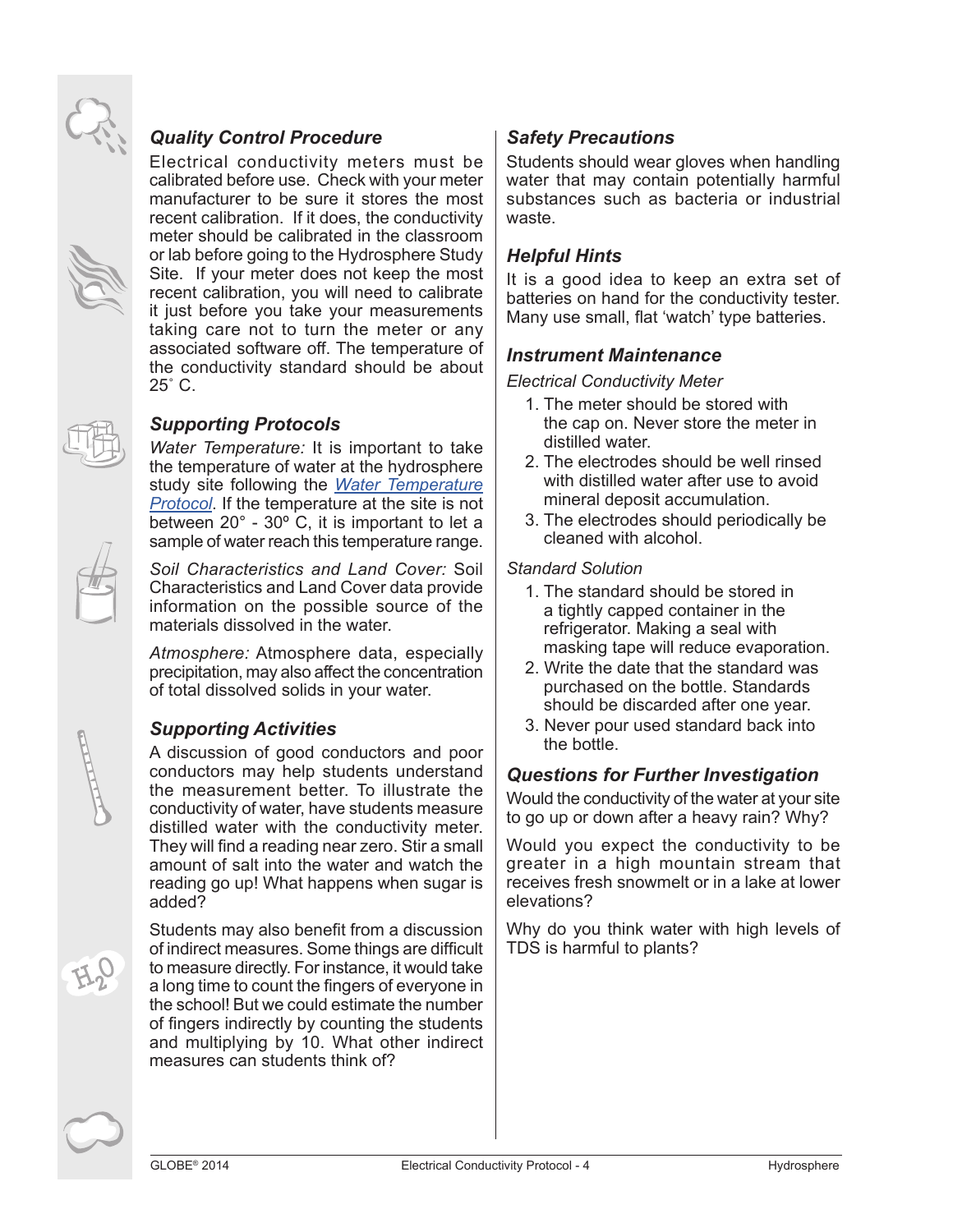### *Quality Control Procedure*

Electrical conductivity meters must be calibrated before use. Check with your meter manufacturer to be sure it stores the most recent calibration. If it does, the conductivity meter should be calibrated in the classroom or lab before going to the Hydrosphere Study Site. If your meter does not keep the most recent calibration, you will need to calibrate it just before you take your measurements taking care not to turn the meter or any associated software off. The temperature of the conductivity standard should be about 25˚ C.

### *Supporting Protocols*

*Water Temperature:* It is important to take the temperature of water at the hydrosphere study site following the *Water Temperature Protocol*. If the temperature at the site is not between 20° - 30º C, it is important to let a sample of water reach this temperature range.

*Soil Characteristics and Land Cover:* Soil Characteristics and Land Cover data provide information on the possible source of the materials dissolved in the water.

*Atmosphere:* Atmosphere data, especially precipitation, may also affect the concentration of total dissolved solids in your water.

### *Supporting Activities*

A discussion of good conductors and poor conductors may help students understand the measurement better. To illustrate the conductivity of water, have students measure distilled water with the conductivity meter. They will find a reading near zero. Stir a small amount of salt into the water and watch the reading go up! What happens when sugar is added?

Students may also benefit from a discussion of indirect measures. Some things are difficult to measure directly. For instance, it would take a long time to count the fingers of everyone in the school! But we could estimate the number of fingers indirectly by counting the students and multiplying by 10. What other indirect measures can students think of?

### *Safety Precautions*

Students should wear gloves when handling water that may contain potentially harmful substances such as bacteria or industrial waste.

### *Helpful Hints*

It is a good idea to keep an extra set of batteries on hand for the conductivity tester. Many use small, flat 'watch' type batteries.

### *Instrument Maintenance*

*Electrical Conductivity Meter*

1. The meter should be stored with the cap on. Never store the meter in distilled water.
2. The electrodes should be well rinsed with distilled water after use to avoid mineral deposit accumulation.
3. The electrodes should periodically be cleaned with alcohol.

*Standard Solution*

1. The standard should be stored in a tightly capped container in the refrigerator. Making a seal with masking tape will reduce evaporation.
2. Write the date that the standard was purchased on the bottle. Standards should be discarded after one year.
3. Never pour used standard back into the bottle.

### *Questions for Further Investigation*

Would the conductivity of the water at your site to go up or down after a heavy rain? Why?

Would you expect the conductivity to be greater in a high mountain stream that receives fresh snowmelt or in a lake at lower elevations?

Why do you think water with high levels of TDS is harmful to plants?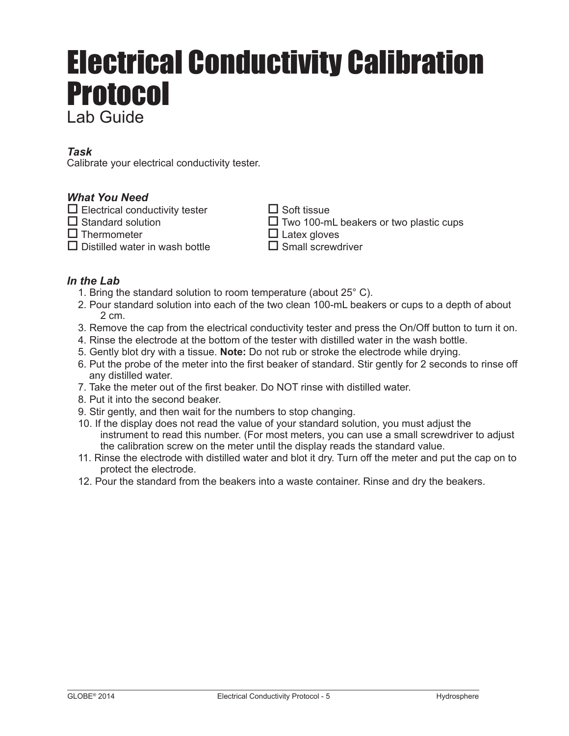# Electrical Conductivity Calibration Protocol

Lab Guide

***Task***

Calibrate your electrical conductivity tester.

***What You Need***

- ☐ Electrical conductivity tester
- ☐ Standard solution
- ☐ Thermometer
- ☐ Distilled water in wash bottle
- ☐ Soft tissue
- ☐ Two 100-mL beakers or two plastic cups
- ☐ Latex gloves
- ☐ Small screwdriver

***In the Lab***

1. Bring the standard solution to room temperature (about 25° C).
2. Pour standard solution into each of the two clean 100-mL beakers or cups to a depth of about 2 cm.
3. Remove the cap from the electrical conductivity tester and press the On/Off button to turn it on.
4. Rinse the electrode at the bottom of the tester with distilled water in the wash bottle.
5. Gently blot dry with a tissue. **Note:** Do not rub or stroke the electrode while drying.
6. Put the probe of the meter into the first beaker of standard. Stir gently for 2 seconds to rinse off any distilled water.
7. Take the meter out of the first beaker. Do NOT rinse with distilled water.
8. Put it into the second beaker.
9. Stir gently, and then wait for the numbers to stop changing.
10. If the display does not read the value of your standard solution, you must adjust the instrument to read this number. (For most meters, you can use a small screwdriver to adjust the calibration screw on the meter until the display reads the standard value.
11. Rinse the electrode with distilled water and blot it dry. Turn off the meter and put the cap on to protect the electrode.
12. Pour the standard from the beakers into a waste container. Rinse and dry the beakers.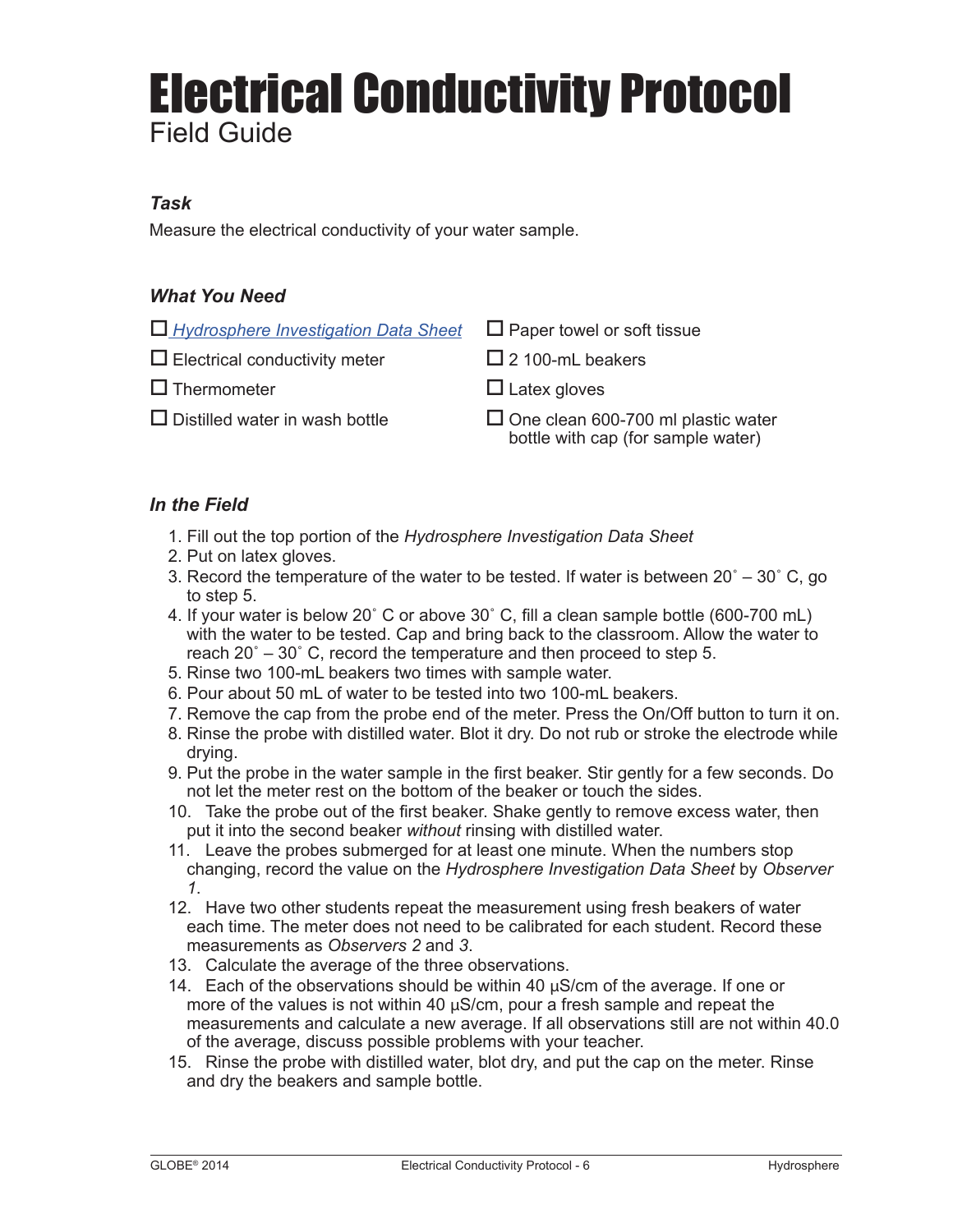# Electrical Conductivity Protocol

Field Guide

### *Task*

Measure the electrical conductivity of your water sample.

### *What You Need*

- ☐ *Hydrosphere Investigation Data Sheet*
- ☐ Electrical conductivity meter
- ☐ Thermometer
- ☐ Distilled water in wash bottle
- ☐ Paper towel or soft tissue
- ☐ 2 100-mL beakers
- ☐ Latex gloves
- ☐ One clean 600-700 ml plastic water bottle with cap (for sample water)

### *In the Field*

1. Fill out the top portion of the *Hydrosphere Investigation Data Sheet*
2. Put on latex gloves.
3. Record the temperature of the water to be tested. If water is between 20˚ – 30˚ C, go to step 5.
4. If your water is below 20˚ C or above 30˚ C, fill a clean sample bottle (600-700 mL) with the water to be tested. Cap and bring back to the classroom. Allow the water to reach 20˚ – 30˚ C, record the temperature and then proceed to step 5.
5. Rinse two 100-mL beakers two times with sample water.
6. Pour about 50 mL of water to be tested into two 100-mL beakers.
7. Remove the cap from the probe end of the meter. Press the On/Off button to turn it on.
8. Rinse the probe with distilled water. Blot it dry. Do not rub or stroke the electrode while drying.
9. Put the probe in the water sample in the first beaker. Stir gently for a few seconds. Do not let the meter rest on the bottom of the beaker or touch the sides.
10. Take the probe out of the first beaker. Shake gently to remove excess water, then put it into the second beaker *without* rinsing with distilled water.
11. Leave the probes submerged for at least one minute. When the numbers stop changing, record the value on the *Hydrosphere Investigation Data Sheet* by *Observer 1*.
12. Have two other students repeat the measurement using fresh beakers of water each time. The meter does not need to be calibrated for each student. Record these measurements as *Observers 2* and *3*.
13. Calculate the average of the three observations.
14. Each of the observations should be within 40 µS/cm of the average. If one or more of the values is not within 40 µS/cm, pour a fresh sample and repeat the measurements and calculate a new average. If all observations still are not within 40.0 of the average, discuss possible problems with your teacher.
15. Rinse the probe with distilled water, blot dry, and put the cap on the meter. Rinse and dry the beakers and sample bottle.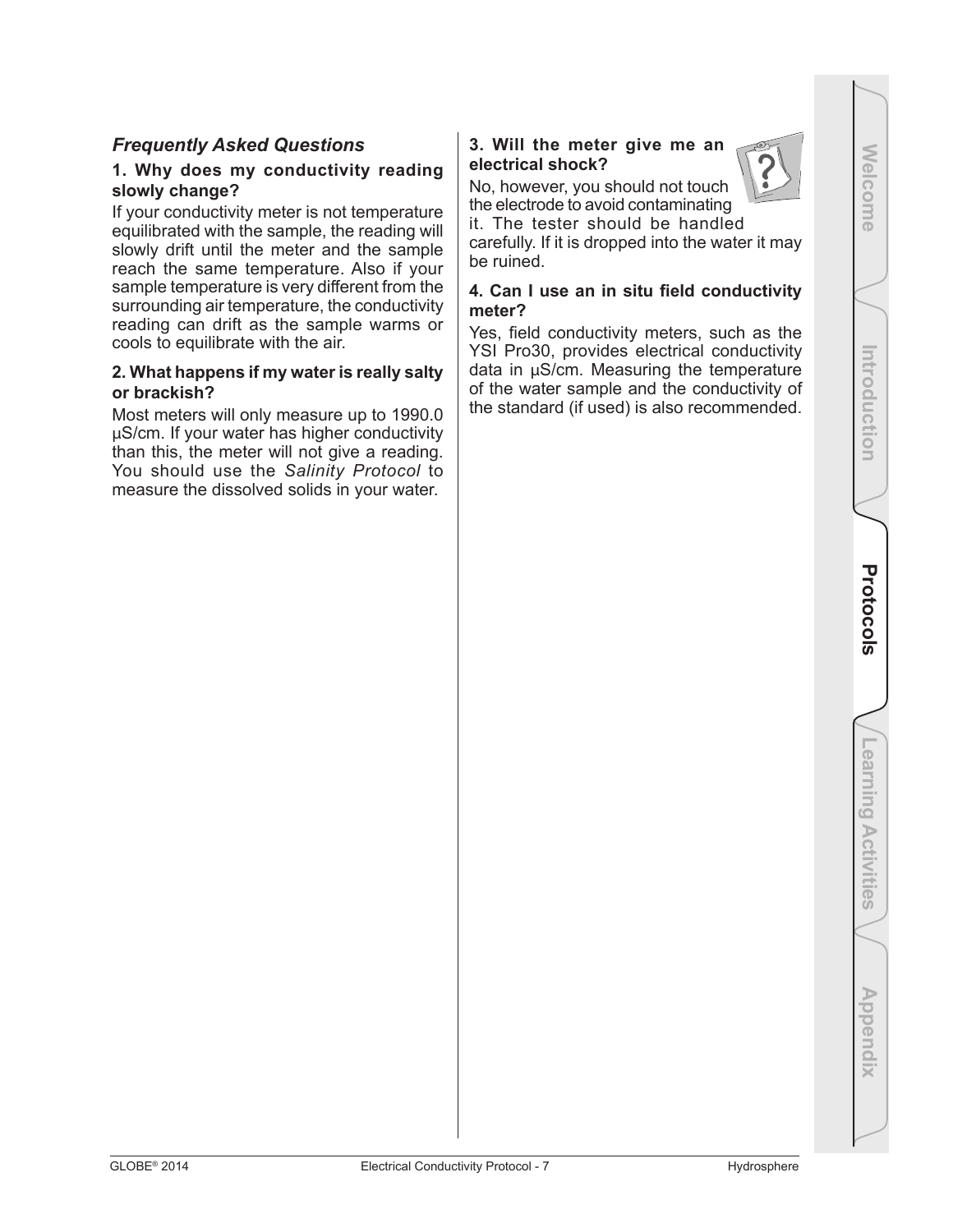## *Frequently Asked Questions*

### 1. Why does my conductivity reading slowly change?

If your conductivity meter is not temperature equilibrated with the sample, the reading will slowly drift until the meter and the sample reach the same temperature. Also if your sample temperature is very different from the surrounding air temperature, the conductivity reading can drift as the sample warms or cools to equilibrate with the air.

### 2. What happens if my water is really salty or brackish?

Most meters will only measure up to 1990.0 µS/cm. If your water has higher conductivity than this, the meter will not give a reading. You should use the *Salinity Protocol* to measure the dissolved solids in your water.

### 3. Will the meter give me an electrical shock?

No, however, you should not touch the electrode to avoid contaminating it. The tester should be handled carefully. If it is dropped into the water it may be ruined.

### 4. Can I use an in situ field conductivity meter?

Yes, field conductivity meters, such as the YSI Pro30, provides electrical conductivity data in µS/cm. Measuring the temperature of the water sample and the conductivity of the standard (if used) is also recommended.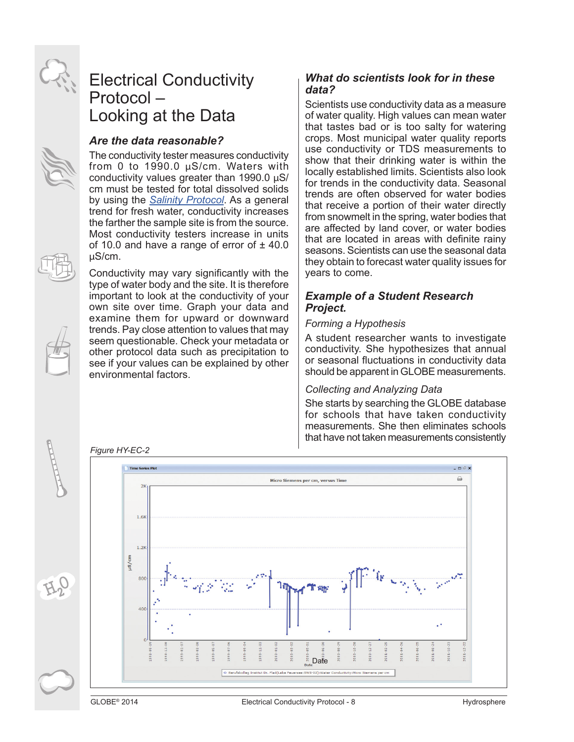# Electrical Conductivity Protocol – Looking at the Data

## *Are the data reasonable?*

The conductivity tester measures conductivity from 0 to 1990.0 µS/cm. Waters with conductivity values greater than 1990.0 µS/cm must be tested for total dissolved solids by using the *Salinity Protocol*. As a general trend for fresh water, conductivity increases the farther the sample site is from the source. Most conductivity testers increase in units of 10.0 and have a range of error of ± 40.0 µS/cm.

Conductivity may vary significantly with the type of water body and the site. It is therefore important to look at the conductivity of your own site over time. Graph your data and examine them for upward or downward trends. Pay close attention to values that may seem questionable. Check your metadata or other protocol data such as precipitation to see if your values can be explained by other environmental factors.

## *What do scientists look for in these data?*

Scientists use conductivity data as a measure of water quality. High values can mean water that tastes bad or is too salty for watering crops. Most municipal water quality reports use conductivity or TDS measurements to show that their drinking water is within the locally established limits. Scientists also look for trends in the conductivity data. Seasonal trends are often observed for water bodies that receive a portion of their water directly from snowmelt in the spring, water bodies that are affected by land cover, or water bodies that are located in areas with definite rainy seasons. Scientists can use the seasonal data they obtain to forecast water quality issues for years to come.

## *Example of a Student Research Project.*

*Forming a Hypothesis*

A student researcher wants to investigate conductivity. She hypothesizes that annual or seasonal fluctuations in conductivity data should be apparent in GLOBE measurements.

*Collecting and Analyzing Data*

She starts by searching the GLOBE database for schools that have taken conductivity measurements. She then eliminates schools that have not taken measurements consistently

*Figure HY-EC-2*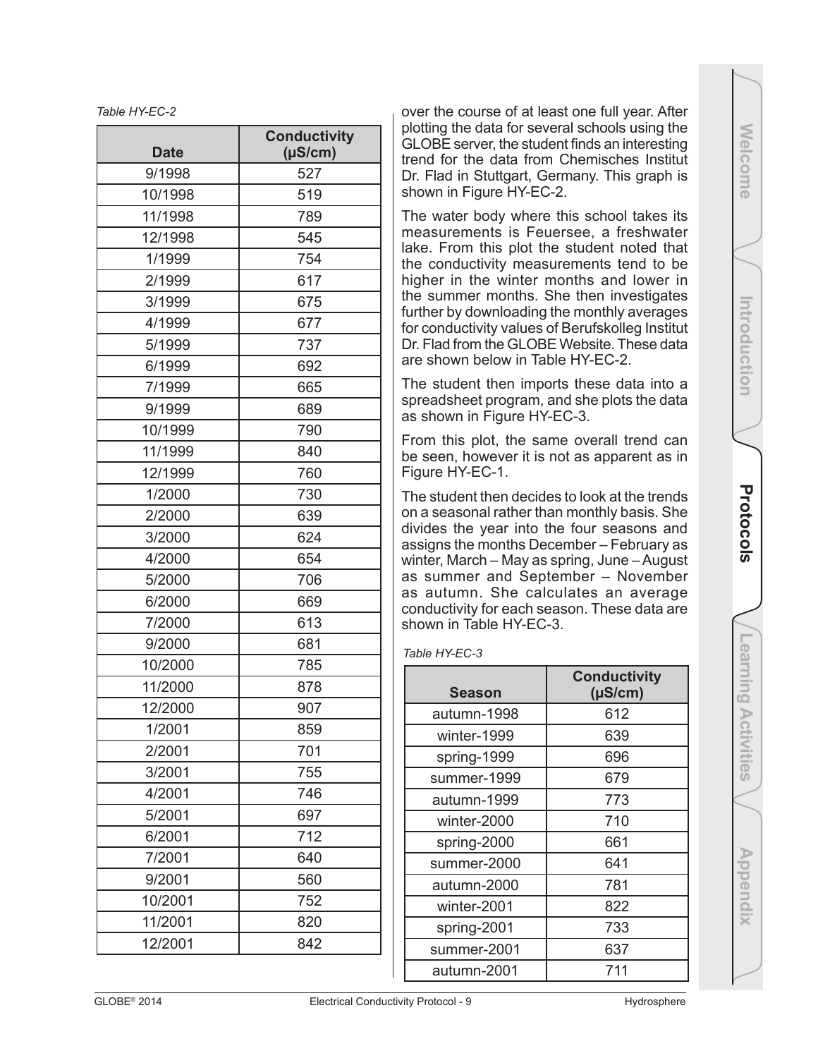*Table HY-EC-2*

| Date | Conductivity (μS/cm) |
|---|---|
| 9/1998 | 527 |
| 10/1998 | 519 |
| 11/1998 | 789 |
| 12/1998 | 545 |
| 1/1999 | 754 |
| 2/1999 | 617 |
| 3/1999 | 675 |
| 4/1999 | 677 |
| 5/1999 | 737 |
| 6/1999 | 692 |
| 7/1999 | 665 |
| 9/1999 | 689 |
| 10/1999 | 790 |
| 11/1999 | 840 |
| 12/1999 | 760 |
| 1/2000 | 730 |
| 2/2000 | 639 |
| 3/2000 | 624 |
| 4/2000 | 654 |
| 5/2000 | 706 |
| 6/2000 | 669 |
| 7/2000 | 613 |
| 9/2000 | 681 |
| 10/2000 | 785 |
| 11/2000 | 878 |
| 12/2000 | 907 |
| 1/2001 | 859 |
| 2/2001 | 701 |
| 3/2001 | 755 |
| 4/2001 | 746 |
| 5/2001 | 697 |
| 6/2001 | 712 |
| 7/2001 | 640 |
| 9/2001 | 560 |
| 10/2001 | 752 |
| 11/2001 | 820 |
| 12/2001 | 842 |

over the course of at least one full year. After plotting the data for several schools using the GLOBE server, the student finds an interesting trend for the data from Chemisches Institut Dr. Flad in Stuttgart, Germany. This graph is shown in Figure HY-EC-2.

The water body where this school takes its measurements is Feuersee, a freshwater lake. From this plot the student noted that the conductivity measurements tend to be higher in the winter months and lower in the summer months. She then investigates further by downloading the monthly averages for conductivity values of Berufskolleg Institut Dr. Flad from the GLOBE Website. These data are shown below in Table HY-EC-2.

The student then imports these data into a spreadsheet program, and she plots the data as shown in Figure HY-EC-3.

From this plot, the same overall trend can be seen, however it is not as apparent as in Figure HY-EC-1.

The student then decides to look at the trends on a seasonal rather than monthly basis. She divides the year into the four seasons and assigns the months December – February as winter, March – May as spring, June – August as summer and September – November as autumn. She calculates an average conductivity for each season. These data are shown in Table HY-EC-3.

*Table HY-EC-3*

| Season | Conductivity (μS/cm) |
|---|---|
| autumn-1998 | 612 |
| winter-1999 | 639 |
| spring-1999 | 696 |
| summer-1999 | 679 |
| autumn-1999 | 773 |
| winter-2000 | 710 |
| spring-2000 | 661 |
| summer-2000 | 641 |
| autumn-2000 | 781 |
| winter-2001 | 822 |
| spring-2001 | 733 |
| summer-2001 | 637 |
| autumn-2001 | 711 |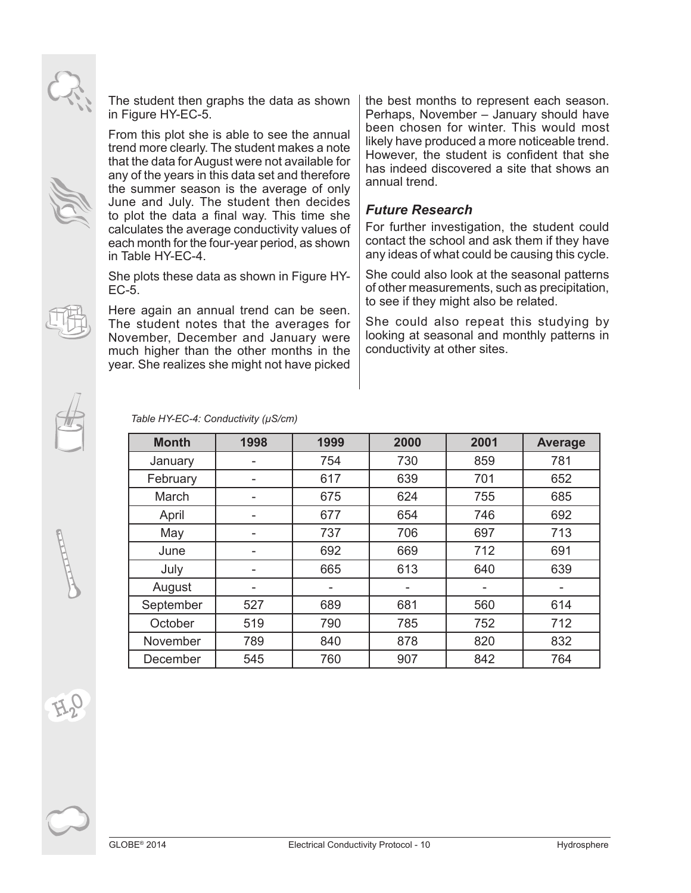The student then graphs the data as shown in Figure HY-EC-5.

From this plot she is able to see the annual trend more clearly. The student makes a note that the data for August were not available for any of the years in this data set and therefore the summer season is the average of only June and July. The student then decides to plot the data a final way. This time she calculates the average conductivity values of each month for the four-year period, as shown in Table HY-EC-4.

She plots these data as shown in Figure HY-EC-5.

Here again an annual trend can be seen. The student notes that the averages for November, December and January were much higher than the other months in the year. She realizes she might not have picked the best months to represent each season. Perhaps, November – January should have been chosen for winter. This would most likely have produced a more noticeable trend. However, the student is confident that she has indeed discovered a site that shows an annual trend.

### *Future Research*

For further investigation, the student could contact the school and ask them if they have any ideas of what could be causing this cycle.

She could also look at the seasonal patterns of other measurements, such as precipitation, to see if they might also be related.

She could also repeat this studying by looking at seasonal and monthly patterns in conductivity at other sites.

*Table HY-EC-4: Conductivity (µS/cm)*

| Month | 1998 | 1999 | 2000 | 2001 | Average |
|---|---|---|---|---|---|
| January | - | 754 | 730 | 859 | 781 |
| February | - | 617 | 639 | 701 | 652 |
| March | - | 675 | 624 | 755 | 685 |
| April | - | 677 | 654 | 746 | 692 |
| May | - | 737 | 706 | 697 | 713 |
| June | - | 692 | 669 | 712 | 691 |
| July | - | 665 | 613 | 640 | 639 |
| August | - | - | - | - | - |
| September | 527 | 689 | 681 | 560 | 614 |
| October | 519 | 790 | 785 | 752 | 712 |
| November | 789 | 840 | 878 | 820 | 832 |
| December | 545 | 760 | 907 | 842 | 764 |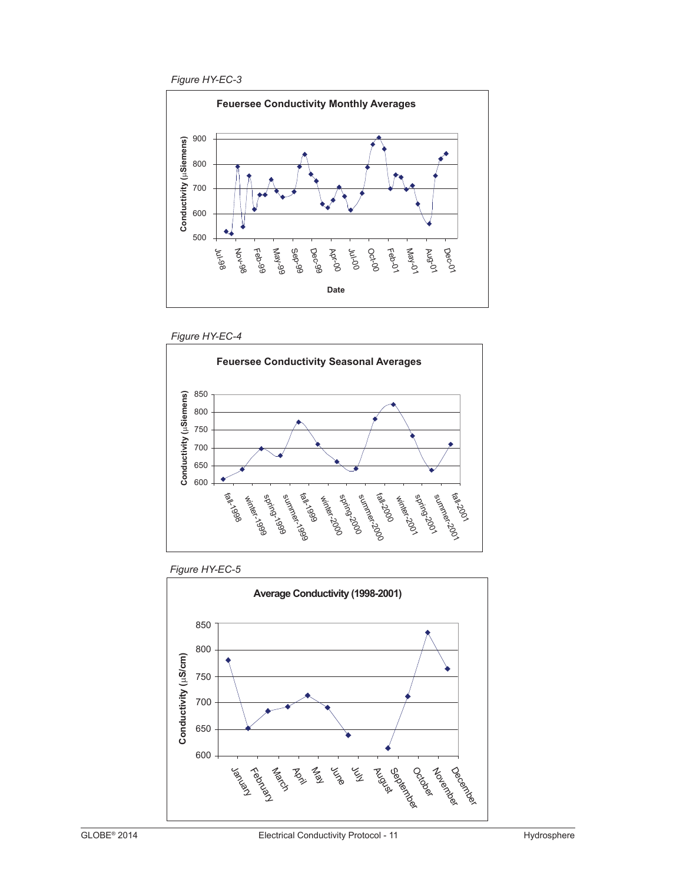*Figure HY-EC-3*

**Feuersee Conductivity Monthly Averages**

Conductivity (μSiemens)

900
800
700
600
500

Jul-98 Nov-98 Feb-99 May-99 Sep-99 Dec-99 Apr-00 Jul-00 Oct-00 Feb-01 May-01 Aug-01 Dec-01

Date

*Figure HY-EC-4*

**Feuersee Conductivity Seasonal Averages**

Conductivity (μSiemens)

850
800
750
700
650
600

fall-1998 winter-1999 spring-1999 summer-1999 fall-1999 winter-2000 spring-2000 summer-2000 fall-2000 winter-2001 spring-2001 summer-2001 fall-2001

*Figure HY-EC-5*

**Average Conductivity (1998-2001)**

Conductivity (μS/cm)

850
800
750
700
650
600

January February March April May June July August September October November December